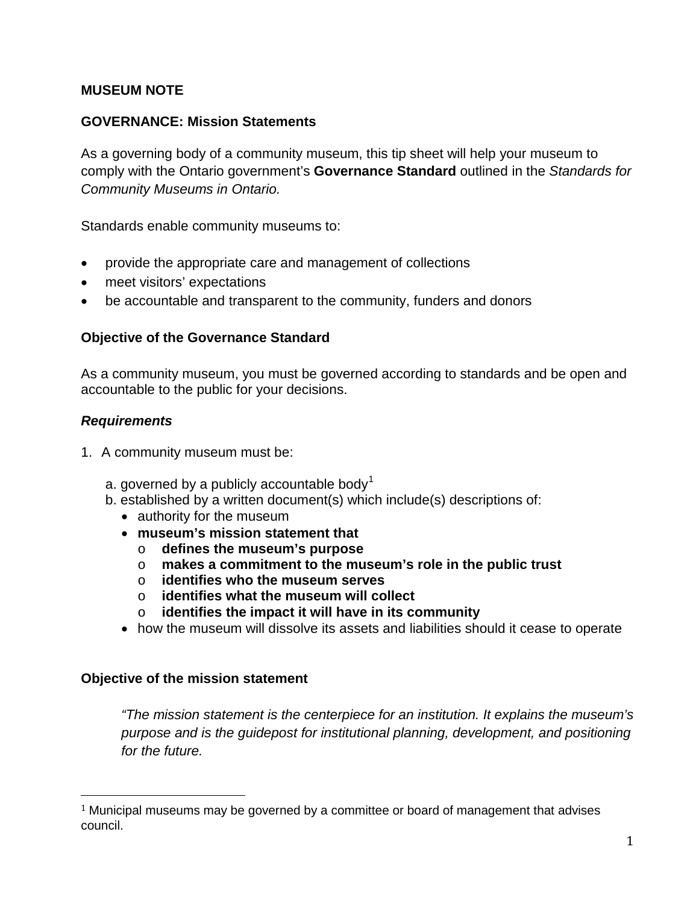**MUSEUM NOTE**

## GOVERNANCE: Mission Statements

As a governing body of a community museum, this tip sheet will help your museum to comply with the Ontario government's **Governance Standard** outlined in the *Standards for Community Museums in Ontario.*

Standards enable community museums to:

- provide the appropriate care and management of collections
- meet visitors' expectations
- be accountable and transparent to the community, funders and donors

### Objective of the Governance Standard

As a community museum, you must be governed according to standards and be open and accountable to the public for your decisions.

#### *Requirements*

1. A community museum must be:

   a. governed by a publicly accountable body[1]
   b. established by a written document(s) which include(s) descriptions of:
   - authority for the museum
   - **museum's mission statement that**
     - **defines the museum's purpose**
     - **makes a commitment to the museum's role in the public trust**
     - **identifies who the museum serves**
     - **identifies what the museum will collect**
     - **identifies the impact it will have in its community**
   - how the museum will dissolve its assets and liabilities should it cease to operate

### Objective of the mission statement

> *"The mission statement is the centerpiece for an institution. It explains the museum's purpose and is the guidepost for institutional planning, development, and positioning for the future.*

---

[1] Municipal museums may be governed by a committee or board of management that advises council.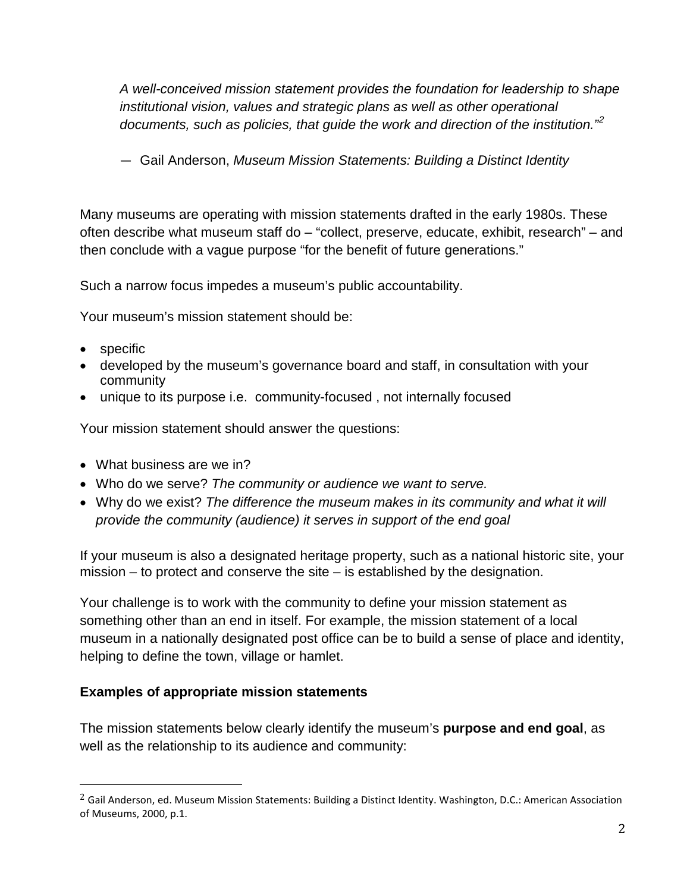> *A well-conceived mission statement provides the foundation for leadership to shape institutional vision, values and strategic plans as well as other operational documents, such as policies, that guide the work and direction of the institution."*[2]
>
> ― Gail Anderson, *Museum Mission Statements: Building a Distinct Identity*

Many museums are operating with mission statements drafted in the early 1980s. These often describe what museum staff do – "collect, preserve, educate, exhibit, research" – and then conclude with a vague purpose "for the benefit of future generations."

Such a narrow focus impedes a museum's public accountability.

Your museum's mission statement should be:

- specific
- developed by the museum's governance board and staff, in consultation with your community
- unique to its purpose i.e. community-focused , not internally focused

Your mission statement should answer the questions:

- What business are we in?
- Who do we serve? *The community or audience we want to serve.*
- Why do we exist? *The difference the museum makes in its community and what it will provide the community (audience) it serves in support of the end goal*

If your museum is also a designated heritage property, such as a national historic site, your mission – to protect and conserve the site – is established by the designation.

Your challenge is to work with the community to define your mission statement as something other than an end in itself. For example, the mission statement of a local museum in a nationally designated post office can be to build a sense of place and identity, helping to define the town, village or hamlet.

### Examples of appropriate mission statements

The mission statements below clearly identify the museum's **purpose and end goal**, as well as the relationship to its audience and community:

---

[2] Gail Anderson, ed. Museum Mission Statements: Building a Distinct Identity. Washington, D.C.: American Association of Museums, 2000, p.1.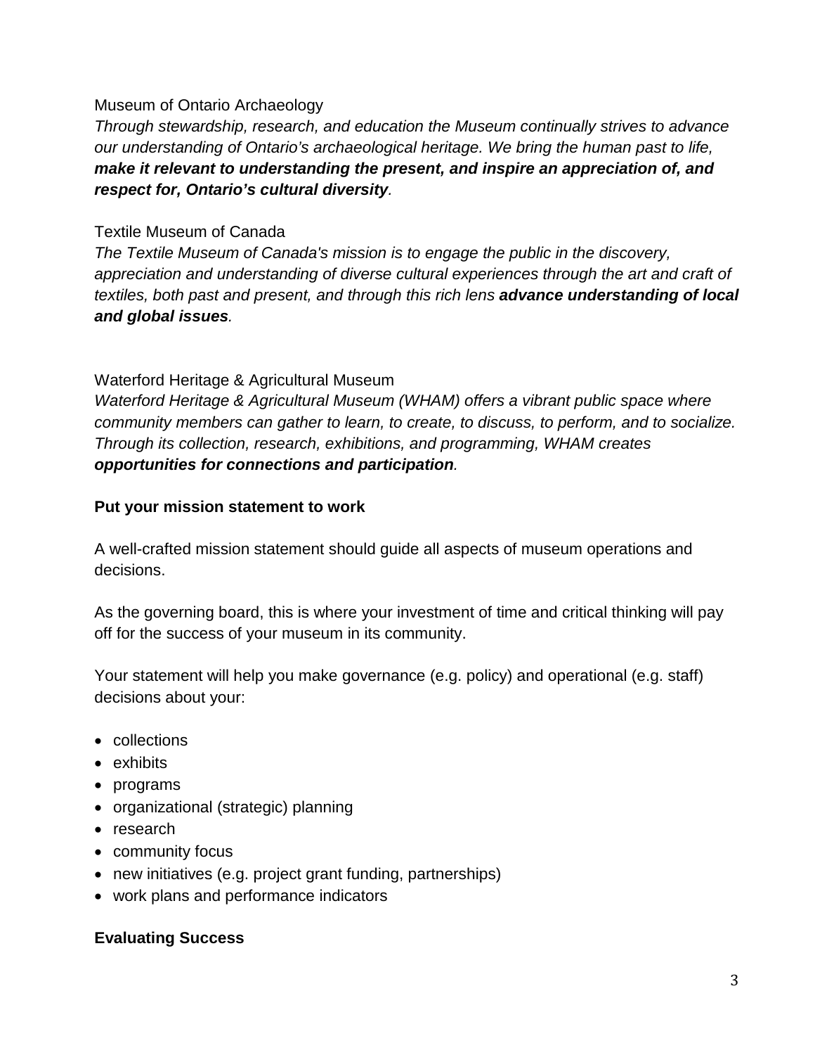Museum of Ontario Archaeology

*Through stewardship, research, and education the Museum continually strives to advance our understanding of Ontario's archaeological heritage. We bring the human past to life,* ***make it relevant to understanding the present, and inspire an appreciation of, and respect for, Ontario's cultural diversity****.*

Textile Museum of Canada

*The Textile Museum of Canada's mission is to engage the public in the discovery, appreciation and understanding of diverse cultural experiences through the art and craft of textiles, both past and present, and through this rich lens* ***advance understanding of local and global issues****.*

Waterford Heritage & Agricultural Museum

*Waterford Heritage & Agricultural Museum (WHAM) offers a vibrant public space where community members can gather to learn, to create, to discuss, to perform, and to socialize. Through its collection, research, exhibitions, and programming, WHAM creates* ***opportunities for connections and participation****.*

**Put your mission statement to work**

A well-crafted mission statement should guide all aspects of museum operations and decisions.

As the governing board, this is where your investment of time and critical thinking will pay off for the success of your museum in its community.

Your statement will help you make governance (e.g. policy) and operational (e.g. staff) decisions about your:

- collections
- exhibits
- programs
- organizational (strategic) planning
- research
- community focus
- new initiatives (e.g. project grant funding, partnerships)
- work plans and performance indicators

**Evaluating Success**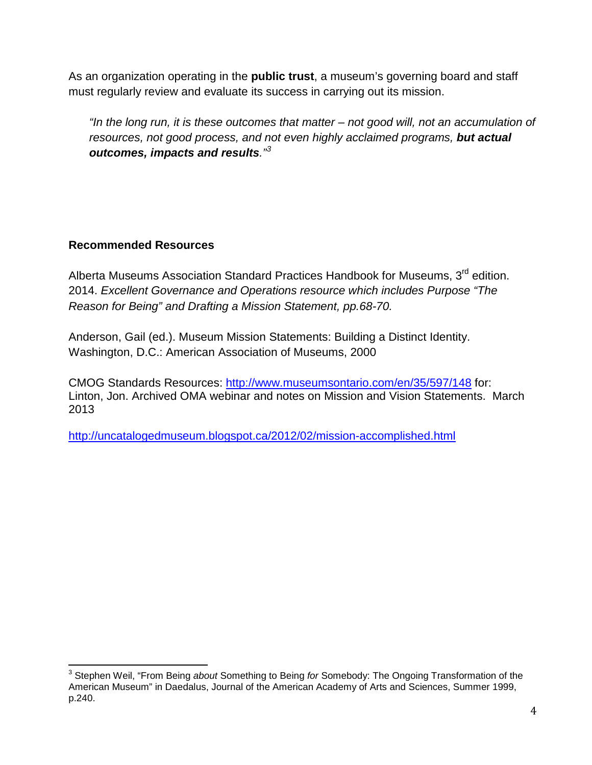As an organization operating in the **public trust**, a museum's governing board and staff must regularly review and evaluate its success in carrying out its mission.

> *"In the long run, it is these outcomes that matter – not good will, not an accumulation of resources, not good process, and not even highly acclaimed programs,* ***but actual outcomes, impacts and results****."*[3]

## Recommended Resources

Alberta Museums Association Standard Practices Handbook for Museums, 3rd edition. 2014. *Excellent Governance and Operations resource which includes Purpose "The Reason for Being" and Drafting a Mission Statement, pp.68-70.*

Anderson, Gail (ed.). Museum Mission Statements: Building a Distinct Identity. Washington, D.C.: American Association of Museums, 2000

CMOG Standards Resources: http://www.museumsontario.com/en/35/597/148 for: Linton, Jon. Archived OMA webinar and notes on Mission and Vision Statements. March 2013

http://uncatalogedmuseum.blogspot.ca/2012/02/mission-accomplished.html

---

[3] Stephen Weil, "From Being *about* Something to Being *for* Somebody: The Ongoing Transformation of the American Museum" in Daedalus, Journal of the American Academy of Arts and Sciences, Summer 1999, p.240.